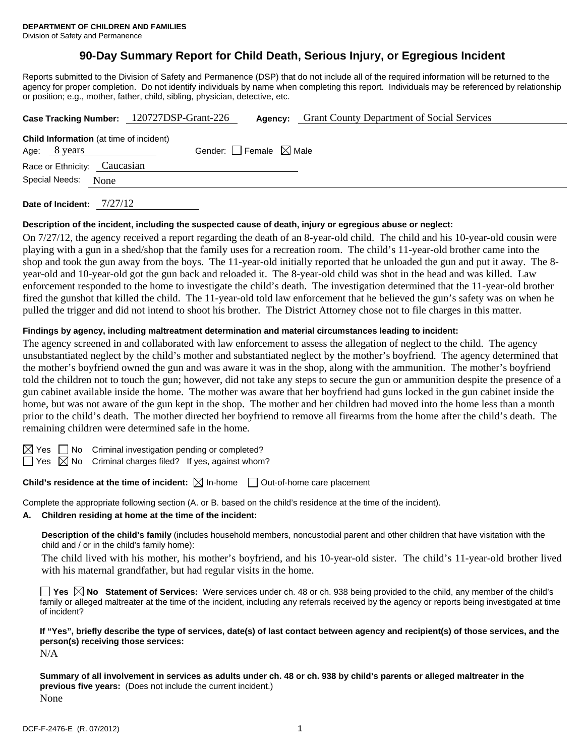**DEPARTMENT OF CHILDREN AND FAMILIES**
Division of Safety and Permanence

# 90-Day Summary Report for Child Death, Serious Injury, or Egregious Incident

Reports submitted to the Division of Safety and Permanence (DSP) that do not include all of the required information will be returned to the agency for proper completion. Do not identify individuals by name when completing this report. Individuals may be referenced by relationship or position; e.g., mother, father, child, sibling, physician, detective, etc.

**Case Tracking Number:** 120727DSP-Grant-226 **Agency:** Grant County Department of Social Services

**Child Information** (at time of incident)
Age: 8 years Gender: ☐ Female ☒ Male
Race or Ethnicity: Caucasian
Special Needs: None

**Date of Incident:** 7/27/12

**Description of the incident, including the suspected cause of death, injury or egregious abuse or neglect:**

On 7/27/12, the agency received a report regarding the death of an 8-year-old child. The child and his 10-year-old cousin were playing with a gun in a shed/shop that the family uses for a recreation room. The child's 11-year-old brother came into the shop and took the gun away from the boys. The 11-year-old initially reported that he unloaded the gun and put it away. The 8-year-old and 10-year-old got the gun back and reloaded it. The 8-year-old child was shot in the head and was killed. Law enforcement responded to the home to investigate the child's death. The investigation determined that the 11-year-old brother fired the gunshot that killed the child. The 11-year-old told law enforcement that he believed the gun's safety was on when he pulled the trigger and did not intend to shoot his brother. The District Attorney chose not to file charges in this matter.

**Findings by agency, including maltreatment determination and material circumstances leading to incident:**

The agency screened in and collaborated with law enforcement to assess the allegation of neglect to the child. The agency unsubstantiated neglect by the child's mother and substantiated neglect by the mother's boyfriend. The agency determined that the mother's boyfriend owned the gun and was aware it was in the shop, along with the ammunition. The mother's boyfriend told the children not to touch the gun; however, did not take any steps to secure the gun or ammunition despite the presence of a gun cabinet available inside the home. The mother was aware that her boyfriend had guns locked in the gun cabinet inside the home, but was not aware of the gun kept in the shop. The mother and her children had moved into the home less than a month prior to the child's death. The mother directed her boyfriend to remove all firearms from the home after the child's death. The remaining children were determined safe in the home.

☒ Yes ☐ No Criminal investigation pending or completed?
☐ Yes ☒ No Criminal charges filed? If yes, against whom?

**Child's residence at the time of incident:** ☒ In-home ☐ Out-of-home care placement

Complete the appropriate following section (A. or B. based on the child's residence at the time of the incident).

**A. Children residing at home at the time of the incident:**

**Description of the child's family** (includes household members, noncustodial parent and other children that have visitation with the child and / or in the child's family home):

The child lived with his mother, his mother's boyfriend, and his 10-year-old sister. The child's 11-year-old brother lived with his maternal grandfather, but had regular visits in the home.

☐ **Yes** ☒ **No Statement of Services:** Were services under ch. 48 or ch. 938 being provided to the child, any member of the child's family or alleged maltreater at the time of the incident, including any referrals received by the agency or reports being investigated at time of incident?

**If "Yes", briefly describe the type of services, date(s) of last contact between agency and recipient(s) of those services, and the person(s) receiving those services:**

N/A

**Summary of all involvement in services as adults under ch. 48 or ch. 938 by child's parents or alleged maltreater in the previous five years:** (Does not include the current incident.)

None

DCF-F-2476-E (R. 07/2012)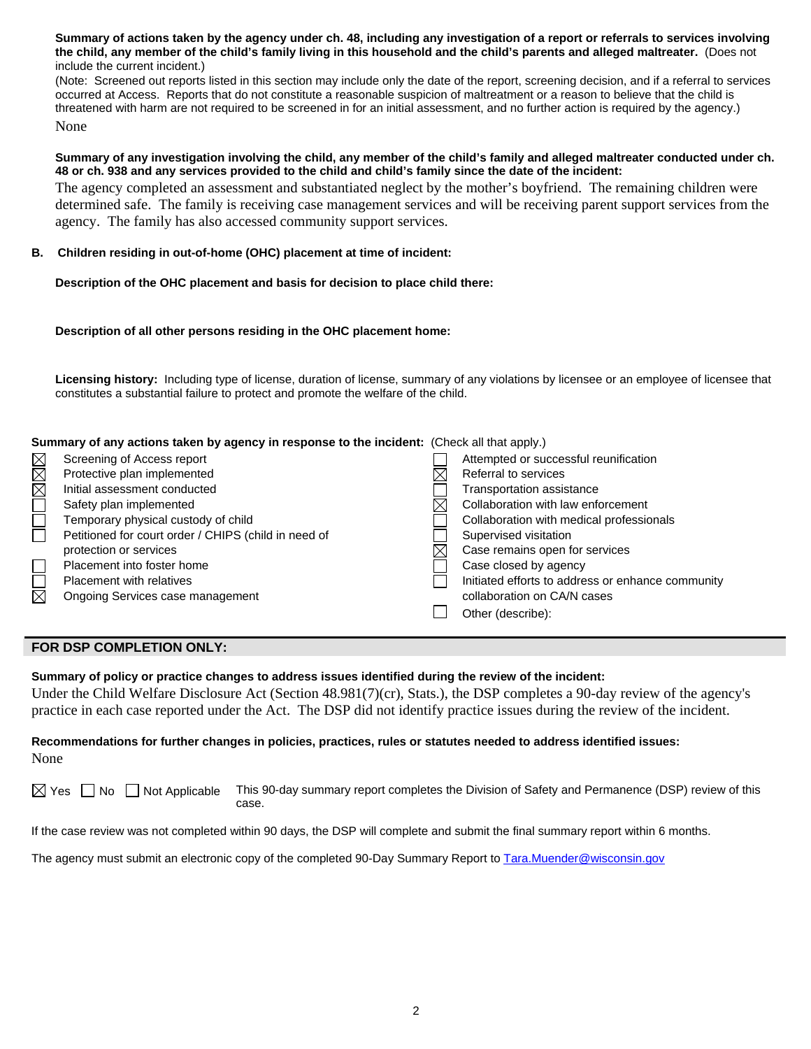**Summary of actions taken by the agency under ch. 48, including any investigation of a report or referrals to services involving the child, any member of the child's family living in this household and the child's parents and alleged maltreater.** (Does not include the current incident.)

(Note: Screened out reports listed in this section may include only the date of the report, screening decision, and if a referral to services occurred at Access. Reports that do not constitute a reasonable suspicion of maltreatment or a reason to believe that the child is threatened with harm are not required to be screened in for an initial assessment, and no further action is required by the agency.)

None

**Summary of any investigation involving the child, any member of the child's family and alleged maltreater conducted under ch. 48 or ch. 938 and any services provided to the child and child's family since the date of the incident:**

The agency completed an assessment and substantiated neglect by the mother's boyfriend. The remaining children were determined safe. The family is receiving case management services and will be receiving parent support services from the agency. The family has also accessed community support services.

**B. Children residing in out-of-home (OHC) placement at time of incident:**

**Description of the OHC placement and basis for decision to place child there:**

**Description of all other persons residing in the OHC placement home:**

**Licensing history:** Including type of license, duration of license, summary of any violations by licensee or an employee of licensee that constitutes a substantial failure to protect and promote the welfare of the child.

**Summary of any actions taken by agency in response to the incident:** (Check all that apply.)

- ☒ Screening of Access report
- ☒ Protective plan implemented
- ☒ Initial assessment conducted
- ☐ Safety plan implemented
- ☐ Temporary physical custody of child
- ☐ Petitioned for court order / CHIPS (child in need of protection or services
- ☐ Placement into foster home
- ☐ Placement with relatives
- ☒ Ongoing Services case management
- ☐ Attempted or successful reunification
- ☒ Referral to services
- ☐ Transportation assistance
- ☒ Collaboration with law enforcement
- ☐ Collaboration with medical professionals
- ☐ Supervised visitation
- ☒ Case remains open for services
- ☐ Case closed by agency
- ☐ Initiated efforts to address or enhance community collaboration on CA/N cases
- ☐ Other (describe):

## FOR DSP COMPLETION ONLY:

**Summary of policy or practice changes to address issues identified during the review of the incident:**

Under the Child Welfare Disclosure Act (Section 48.981(7)(cr), Stats.), the DSP completes a 90-day review of the agency's practice in each case reported under the Act. The DSP did not identify practice issues during the review of the incident.

**Recommendations for further changes in policies, practices, rules or statutes needed to address identified issues:**

None

☒ Yes ☐ No ☐ Not Applicable This 90-day summary report completes the Division of Safety and Permanence (DSP) review of this case.

If the case review was not completed within 90 days, the DSP will complete and submit the final summary report within 6 months.

The agency must submit an electronic copy of the completed 90-Day Summary Report to Tara.Muender@wisconsin.gov